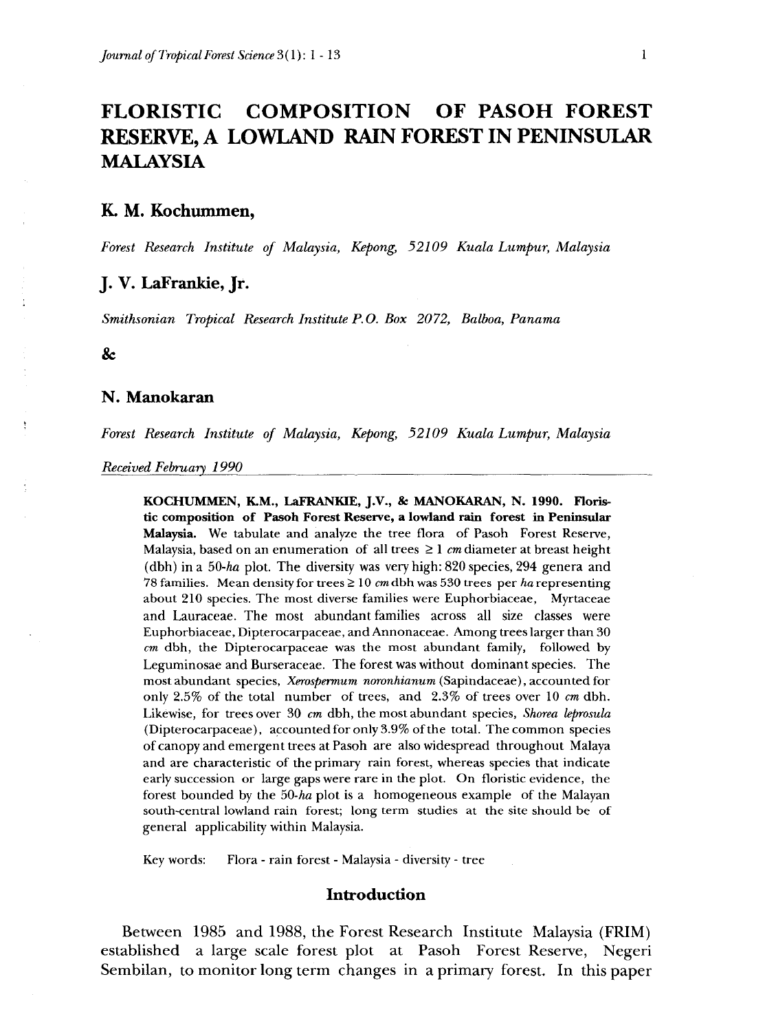// Omit header "Journal of Tropical Forest Science 3(1): 1 - 13" and page number

# FLORISTIC COMPOSITION OF PASOH FOREST RESERVE, A LOWLAND RAIN FOREST IN PENINSULAR MALAYSIA

## K. M. Kochummen,

*Forest Research Institute of Malaysia, Kepong, 52109 Kuala Lumpur, Malaysia*

## J. V. LaFrankie, Jr.

*Smithsonian Tropical Research Institute P.O. Box 2072, Balboa, Panama*

&

## N. Manokaran

*Forest Research Institute of Malaysia, Kepong, 52109 Kuala Lumpur, Malaysia*

*Received February 1990*

**KOCHUMMEN, K.M., LaFRANKIE, J.V., & MANOKARAN, N. 1990. Floristic composition of Pasoh Forest Reserve, a lowland rain forest in Peninsular Malaysia.** We tabulate and analyze the tree flora of Pasoh Forest Reserve, Malaysia, based on an enumeration of all trees $\geq 1$ *cm* diameter at breast height (dbh) in a 50-*ha* plot. The diversity was very high: 820 species, 294 genera and 78 families. Mean density for trees $\geq 10$ *cm* dbh was 530 trees per *ha* representing about 210 species. The most diverse families were Euphorbiaceae, Myrtaceae and Lauraceae. The most abundant families across all size classes were Euphorbiaceae, Dipterocarpaceae, and Annonaceae. Among trees larger than 30 *cm* dbh, the Dipterocarpaceae was the most abundant family, followed by Leguminosae and Burseraceae. The forest was without dominant species. The most abundant species, *Xerospermum noronhianum* (Sapindaceae), accounted for only 2.5% of the total number of trees, and 2.3% of trees over 10 *cm* dbh. Likewise, for trees over 30 *cm* dbh, the most abundant species, *Shorea leprosula* (Dipterocarpaceae), accounted for only 3.9% of the total. The common species of canopy and emergent trees at Pasoh are also widespread throughout Malaya and are characteristic of the primary rain forest, whereas species that indicate early succession or large gaps were rare in the plot. On floristic evidence, the forest bounded by the 50-*ha* plot is a homogeneous example of the Malayan south-central lowland rain forest; long term studies at the site should be of general applicability within Malaysia.

Key words: Flora - rain forest - Malaysia - diversity - tree

## Introduction

Between 1985 and 1988, the Forest Research Institute Malaysia (FRIM) established a large scale forest plot at Pasoh Forest Reserve, Negeri Sembilan, to monitor long term changes in a primary forest. In this paper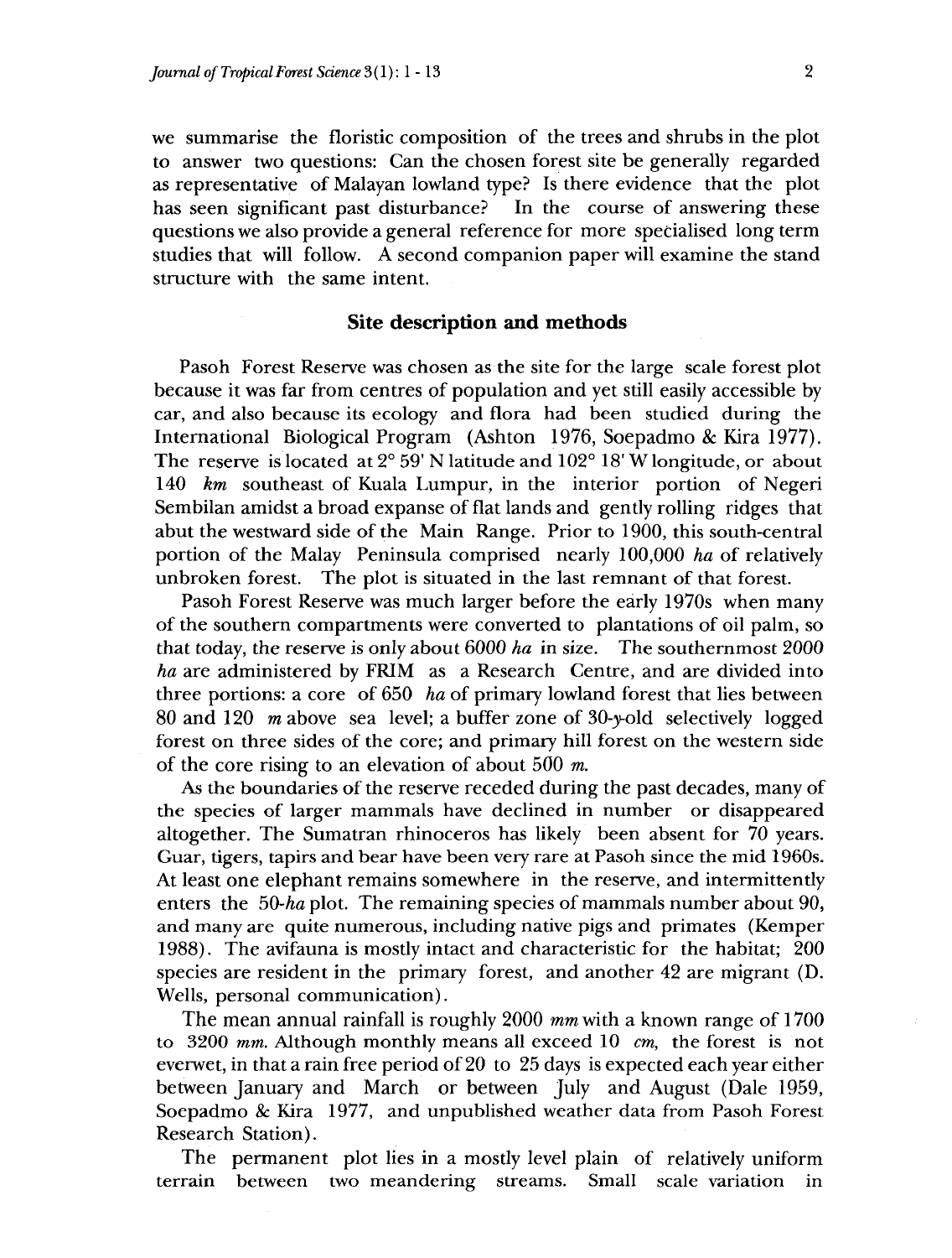we summarise the floristic composition of the trees and shrubs in the plot to answer two questions: Can the chosen forest site be generally regarded as representative of Malayan lowland type? Is there evidence that the plot has seen significant past disturbance? In the course of answering these questions we also provide a general reference for more specialised long term studies that will follow. A second companion paper will examine the stand structure with the same intent.

## Site description and methods

Pasoh Forest Reserve was chosen as the site for the large scale forest plot because it was far from centres of population and yet still easily accessible by car, and also because its ecology and flora had been studied during the International Biological Program (Ashton 1976, Soepadmo & Kira 1977). The reserve is located at 2° 59' N latitude and 102° 18' W longitude, or about 140 *km* southeast of Kuala Lumpur, in the interior portion of Negeri Sembilan amidst a broad expanse of flat lands and gently rolling ridges that abut the westward side of the Main Range. Prior to 1900, this south-central portion of the Malay Peninsula comprised nearly 100,000 *ha* of relatively unbroken forest. The plot is situated in the last remnant of that forest.

Pasoh Forest Reserve was much larger before the early 1970s when many of the southern compartments were converted to plantations of oil palm, so that today, the reserve is only about 6000 *ha* in size. The southernmost 2000 *ha* are administered by FRIM as a Research Centre, and are divided into three portions: a core of 650 *ha* of primary lowland forest that lies between 80 and 120 *m* above sea level; a buffer zone of 30-*y*-old selectively logged forest on three sides of the core; and primary hill forest on the western side of the core rising to an elevation of about 500 *m*.

As the boundaries of the reserve receded during the past decades, many of the species of larger mammals have declined in number or disappeared altogether. The Sumatran rhinoceros has likely been absent for 70 years. Guar, tigers, tapirs and bear have been very rare at Pasoh since the mid 1960s. At least one elephant remains somewhere in the reserve, and intermittently enters the 50-*ha* plot. The remaining species of mammals number about 90, and many are quite numerous, including native pigs and primates (Kemper 1988). The avifauna is mostly intact and characteristic for the habitat; 200 species are resident in the primary forest, and another 42 are migrant (D. Wells, personal communication).

The mean annual rainfall is roughly 2000 *mm* with a known range of 1700 to 3200 *mm*. Although monthly means all exceed 10 *cm*, the forest is not everwet, in that a rain free period of 20 to 25 days is expected each year either between January and March or between July and August (Dale 1959, Soepadmo & Kira 1977, and unpublished weather data from Pasoh Forest Research Station).

The permanent plot lies in a mostly level plain of relatively uniform terrain between two meandering streams. Small scale variation in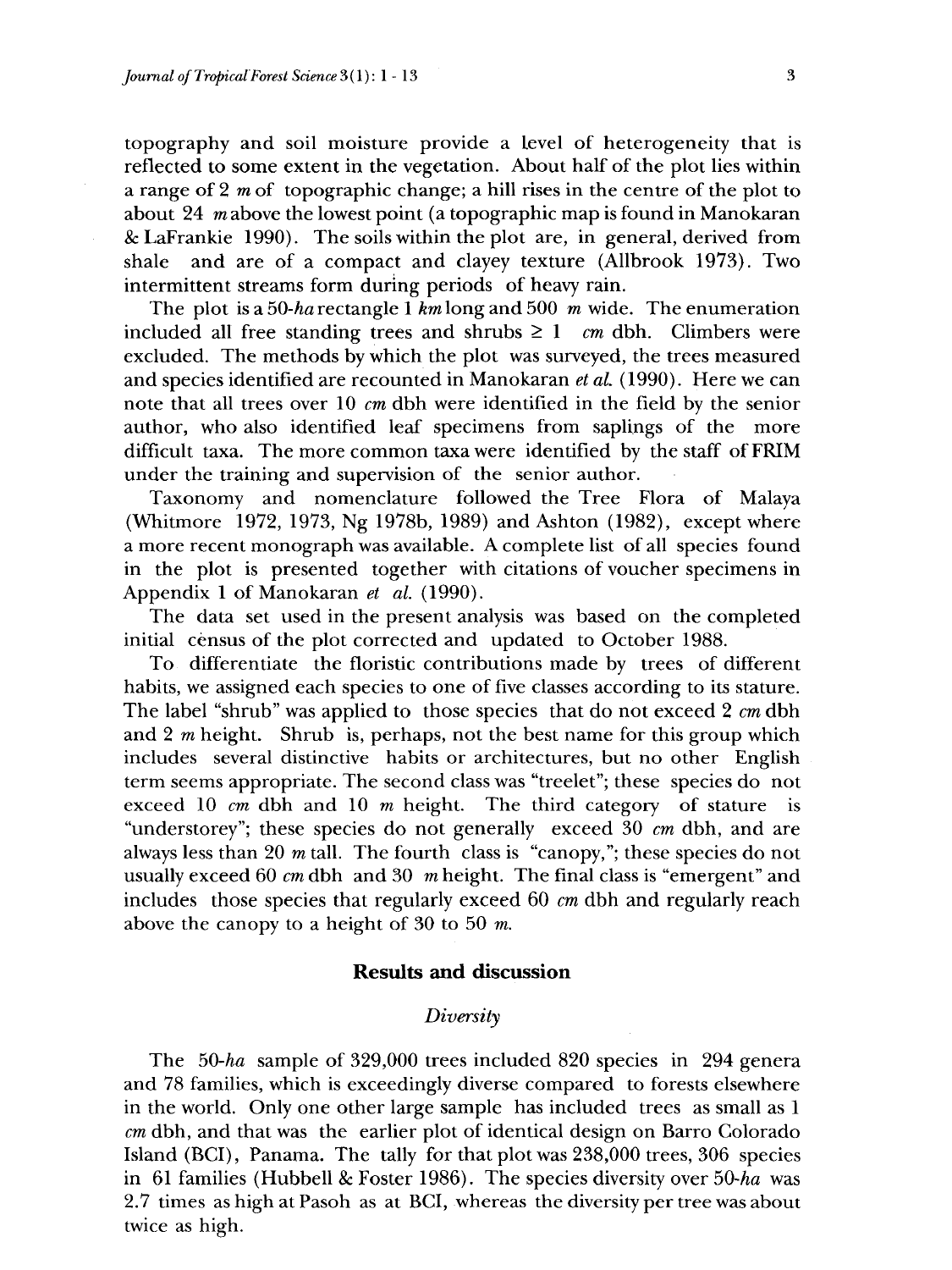topography and soil moisture provide a level of heterogeneity that is reflected to some extent in the vegetation. About half of the plot lies within a range of 2 *m* of topographic change; a hill rises in the centre of the plot to about 24 *m* above the lowest point (a topographic map is found in Manokaran & LaFrankie 1990). The soils within the plot are, in general, derived from shale and are of a compact and clayey texture (Allbrook 1973). Two intermittent streams form during periods of heavy rain.

The plot is a 50-*ha* rectangle 1 *km* long and 500 *m* wide. The enumeration included all free standing trees and shrubs ≥ 1 *cm* dbh. Climbers were excluded. The methods by which the plot was surveyed, the trees measured and species identified are recounted in Manokaran *et al.* (1990). Here we can note that all trees over 10 *cm* dbh were identified in the field by the senior author, who also identified leaf specimens from saplings of the more difficult taxa. The more common taxa were identified by the staff of FRIM under the training and supervision of the senior author.

Taxonomy and nomenclature followed the Tree Flora of Malaya (Whitmore 1972, 1973, Ng 1978b, 1989) and Ashton (1982), except where a more recent monograph was available. A complete list of all species found in the plot is presented together with citations of voucher specimens in Appendix 1 of Manokaran *et al.* (1990).

The data set used in the present analysis was based on the completed initial cènsus of the plot corrected and updated to October 1988.

To differentiate the floristic contributions made by trees of different habits, we assigned each species to one of five classes according to its stature. The label "shrub" was applied to those species that do not exceed 2 *cm* dbh and 2 *m* height. Shrub is, perhaps, not the best name for this group which includes several distinctive habits or architectures, but no other English term seems appropriate. The second class was "treelet"; these species do not exceed 10 *cm* dbh and 10 *m* height. The third category of stature is "understorey"; these species do not generally exceed 30 *cm* dbh, and are always less than 20 *m* tall. The fourth class is "canopy,"; these species do not usually exceed 60 *cm* dbh and 30 *m* height. The final class is "emergent" and includes those species that regularly exceed 60 *cm* dbh and regularly reach above the canopy to a height of 30 to 50 *m*.

## Results and discussion

### *Diversity*

The 50-*ha* sample of 329,000 trees included 820 species in 294 genera and 78 families, which is exceedingly diverse compared to forests elsewhere in the world. Only one other large sample has included trees as small as 1 *cm* dbh, and that was the earlier plot of identical design on Barro Colorado Island (BCI), Panama. The tally for that plot was 238,000 trees, 306 species in 61 families (Hubbell & Foster 1986). The species diversity over 50-*ha* was 2.7 times as high at Pasoh as at BCI, whereas the diversity per tree was about twice as high.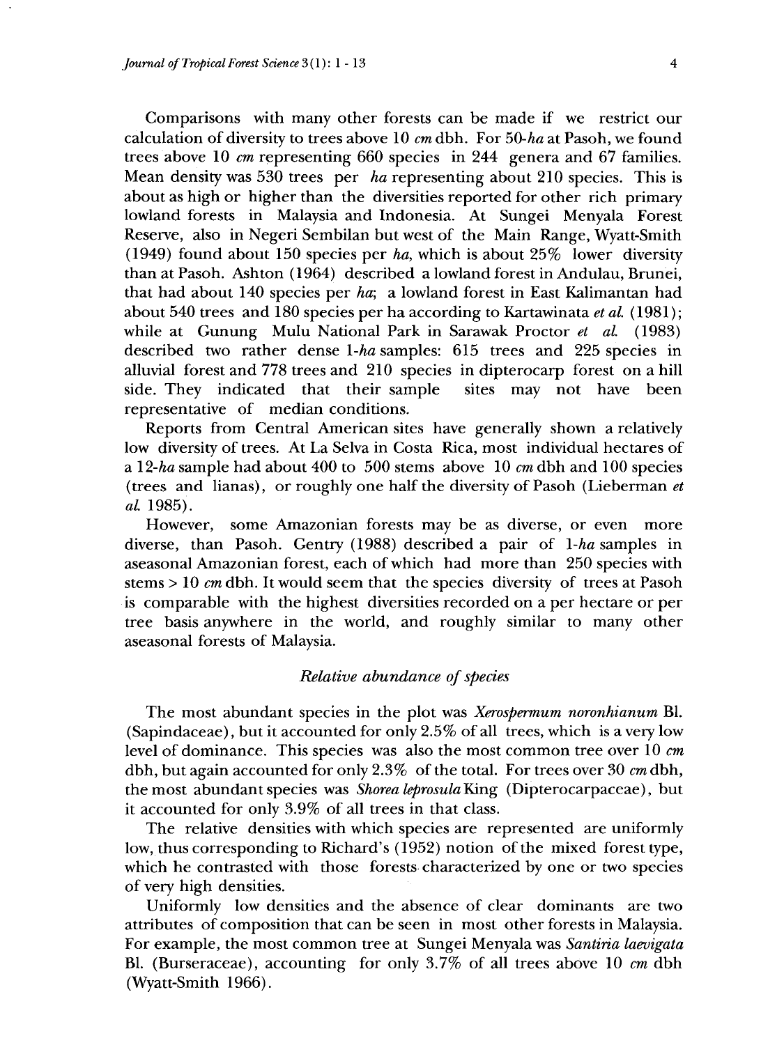Comparisons with many other forests can be made if we restrict our calculation of diversity to trees above 10 *cm* dbh. For 50-*ha* at Pasoh, we found trees above 10 *cm* representing 660 species in 244 genera and 67 families. Mean density was 530 trees per *ha* representing about 210 species. This is about as high or higher than the diversities reported for other rich primary lowland forests in Malaysia and Indonesia. At Sungei Menyala Forest Reserve, also in Negeri Sembilan but west of the Main Range, Wyatt-Smith (1949) found about 150 species per *ha*, which is about 25% lower diversity than at Pasoh. Ashton (1964) described a lowland forest in Andulau, Brunei, that had about 140 species per *ha*; a lowland forest in East Kalimantan had about 540 trees and 180 species per ha according to Kartawinata *et al.* (1981); while at Gunung Mulu National Park in Sarawak Proctor *et al.* (1983) described two rather dense 1-*ha* samples: 615 trees and 225 species in alluvial forest and 778 trees and 210 species in dipterocarp forest on a hill side. They indicated that their sample sites may not have been representative of median conditions.

Reports from Central American sites have generally shown a relatively low diversity of trees. At La Selva in Costa Rica, most individual hectares of a 12-*ha* sample had about 400 to 500 stems above 10 *cm* dbh and 100 species (trees and lianas), or roughly one half the diversity of Pasoh (Lieberman *et al.* 1985).

However, some Amazonian forests may be as diverse, or even more diverse, than Pasoh. Gentry (1988) described a pair of 1-*ha* samples in aseasonal Amazonian forest, each of which had more than 250 species with stems > 10 *cm* dbh. It would seem that the species diversity of trees at Pasoh is comparable with the highest diversities recorded on a per hectare or per tree basis anywhere in the world, and roughly similar to many other aseasonal forests of Malaysia.

### *Relative abundance of species*

The most abundant species in the plot was *Xerospermum noronhianum* Bl. (Sapindaceae), but it accounted for only 2.5% of all trees, which is a very low level of dominance. This species was also the most common tree over 10 *cm* dbh, but again accounted for only 2.3% of the total. For trees over 30 *cm* dbh, the most abundant species was *Shorea leprosula* King (Dipterocarpaceae), but it accounted for only 3.9% of all trees in that class.

The relative densities with which species are represented are uniformly low, thus corresponding to Richard's (1952) notion of the mixed forest type, which he contrasted with those forests characterized by one or two species of very high densities.

Uniformly low densities and the absence of clear dominants are two attributes of composition that can be seen in most other forests in Malaysia. For example, the most common tree at Sungei Menyala was *Santiria laevigata* Bl. (Burseraceae), accounting for only 3.7% of all trees above 10 *cm* dbh (Wyatt-Smith 1966).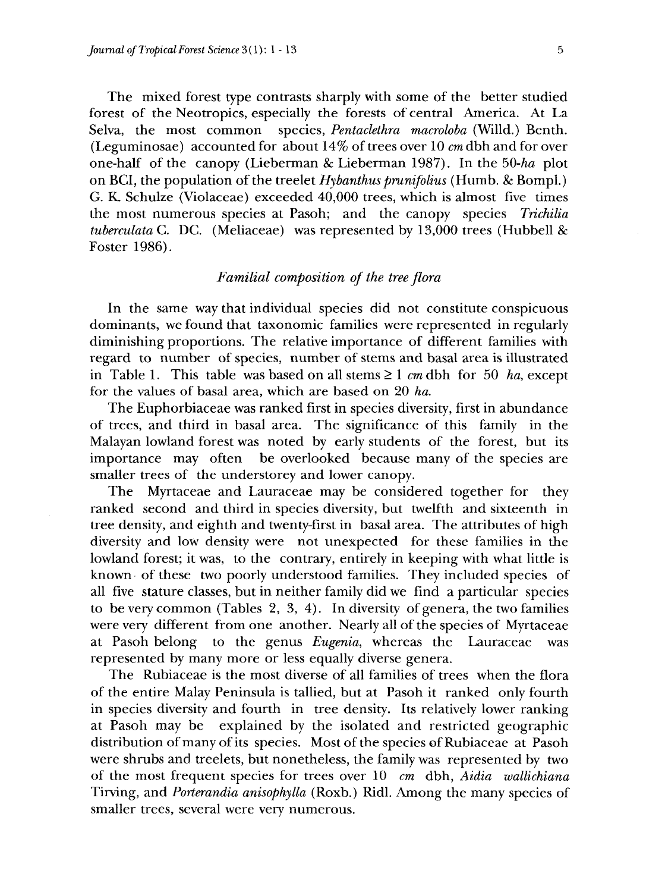The mixed forest type contrasts sharply with some of the better studied forest of the Neotropics, especially the forests of central America. At La Selva, the most common species, *Pentaclethra macroloba* (Willd.) Benth. (Leguminosae) accounted for about 14% of trees over 10 *cm* dbh and for over one-half of the canopy (Lieberman & Lieberman 1987). In the 50-*ha* plot on BCI, the population of the treelet *Hybanthus prunifolius* (Humb. & Bompl.) G. K. Schulze (Violaceae) exceeded 40,000 trees, which is almost five times the most numerous species at Pasoh; and the canopy species *Trichilia tuberculata* C. DC. (Meliaceae) was represented by 13,000 trees (Hubbell & Foster 1986).

### *Familial composition of the tree flora*

In the same way that individual species did not constitute conspicuous dominants, we found that taxonomic families were represented in regularly diminishing proportions. The relative importance of different families with regard to number of species, number of stems and basal area is illustrated in Table 1. This table was based on all stems ≥ 1 *cm* dbh for 50 *ha*, except for the values of basal area, which are based on 20 *ha*.

The Euphorbiaceae was ranked first in species diversity, first in abundance of trees, and third in basal area. The significance of this family in the Malayan lowland forest was noted by early students of the forest, but its importance may often be overlooked because many of the species are smaller trees of the understorey and lower canopy.

The Myrtaceae and Lauraceae may be considered together for they ranked second and third in species diversity, but twelfth and sixteenth in tree density, and eighth and twenty-first in basal area. The attributes of high diversity and low density were not unexpected for these families in the lowland forest; it was, to the contrary, entirely in keeping with what little is known of these two poorly understood families. They included species of all five stature classes, but in neither family did we find a particular species to be very common (Tables 2, 3, 4). In diversity of genera, the two families were very different from one another. Nearly all of the species of Myrtaceae at Pasoh belong to the genus *Eugenia*, whereas the Lauraceae was represented by many more or less equally diverse genera.

The Rubiaceae is the most diverse of all families of trees when the flora of the entire Malay Peninsula is tallied, but at Pasoh it ranked only fourth in species diversity and fourth in tree density. Its relatively lower ranking at Pasoh may be explained by the isolated and restricted geographic distribution of many of its species. Most of the species of Rubiaceae at Pasoh were shrubs and treelets, but nonetheless, the family was represented by two of the most frequent species for trees over 10 *cm* dbh, *Aidia wallichiana* Tirving, and *Porterandia anisophylla* (Roxb.) Ridl. Among the many species of smaller trees, several were very numerous.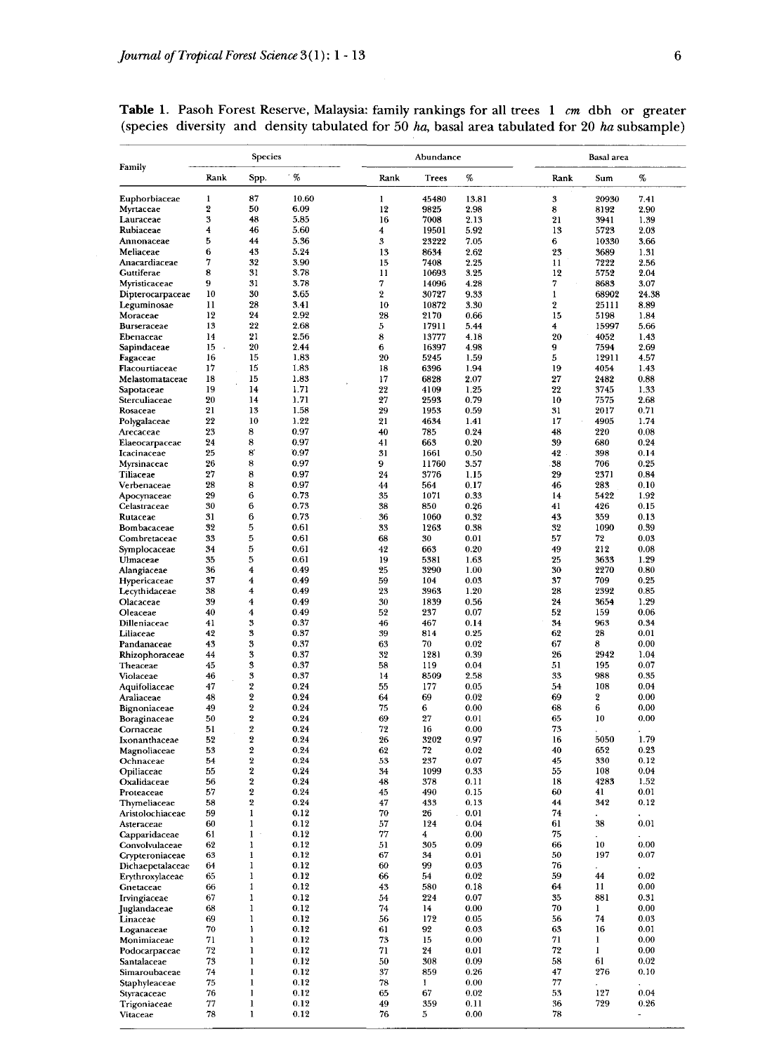**Table 1.** Pasoh Forest Reserve, Malaysia: family rankings for all trees 1 *cm* dbh or greater (species diversity and density tabulated for 50 *ha*, basal area tabulated for 20 *ha* subsample)

| Family | Species | | | Abundance | | | Basal area | | |
|---|---|---|---|---|---|---|---|---|---|
| | Rank | Spp. | % | Rank | Trees | % | Rank | Sum | % |
| Euphorbiaceae | 1 | 87 | 10.60 | 1 | 45480 | 13.81 | 3 | 20930 | 7.41 |
| Myrtaceae | 2 | 50 | 6.09 | 12 | 9825 | 2.98 | 8 | 8192 | 2.90 |
| Lauraceae | 3 | 48 | 5.85 | 16 | 7008 | 2.13 | 21 | 3941 | 1.39 |
| Rubiaceae | 4 | 46 | 5.60 | 4 | 19501 | 5.92 | 13 | 5723 | 2.03 |
| Annonaceae | 5 | 44 | 5.36 | 3 | 23222 | 7.05 | 6 | 10330 | 3.66 |
| Meliaceae | 6 | 43 | 5.24 | 13 | 8634 | 2.62 | 23 | 3689 | 1.31 |
| Anacardiaceae | 7 | 32 | 3.90 | 15 | 7408 | 2.25 | 11 | 7222 | 2.56 |
| Guttiferae | 8 | 31 | 3.78 | 11 | 10693 | 3.25 | 12 | 5752 | 2.04 |
| Myristicaceae | 9 | 31 | 3.78 | 7 | 14096 | 4.28 | 7 | 8683 | 3.07 |
| Dipterocarpaceae | 10 | 30 | 3.65 | 2 | 30727 | 9.33 | 1 | 68902 | 24.38 |
| Leguminosae | 11 | 28 | 3.41 | 10 | 10872 | 3.30 | 2 | 25111 | 8.89 |
| Moraceae | 12 | 24 | 2.92 | 28 | 2170 | 0.66 | 15 | 5198 | 1.84 |
| Burseraceae | 13 | 22 | 2.68 | 5 | 17911 | 5.44 | 4 | 15997 | 5.66 |
| Ebenaceae | 14 | 21 | 2.56 | 8 | 13777 | 4.18 | 20 | 4052 | 1.43 |
| Sapindaceae | 15 | 20 | 2.44 | 6 | 16397 | 4.98 | 9 | 7594 | 2.69 |
| Fagaceae | 16 | 15 | 1.83 | 20 | 5245 | 1.59 | 5 | 12911 | 4.57 |
| Flacourtiaceae | 17 | 15 | 1.83 | 18 | 6396 | 1.94 | 19 | 4054 | 1.43 |
| Melastomataceae | 18 | 15 | 1.83 | 17 | 6828 | 2.07 | 27 | 2482 | 0.88 |
| Sapotaceae | 19 | 14 | 1.71 | 22 | 4109 | 1.25 | 22 | 3745 | 1.33 |
| Sterculiaceae | 20 | 14 | 1.71 | 27 | 2593 | 0.79 | 10 | 7575 | 2.68 |
| Rosaceae | 21 | 13 | 1.58 | 29 | 1953 | 0.59 | 31 | 2017 | 0.71 |
| Polygalaceae | 22 | 10 | 1.22 | 21 | 4634 | 1.41 | 17 | 4905 | 1.74 |
| Arecaceae | 23 | 8 | 0.97 | 40 | 785 | 0.24 | 48 | 220 | 0.08 |
| Elaeocarpaceae | 24 | 8 | 0.97 | 41 | 663 | 0.20 | 39 | 680 | 0.24 |
| Icacinaceae | 25 | 8 | 0.97 | 31 | 1661 | 0.50 | 42 | 398 | 0.14 |
| Myrsinaceae | 26 | 8 | 0.97 | 9 | 11760 | 3.57 | 38 | 706 | 0.25 |
| Tiliaceae | 27 | 8 | 0.97 | 24 | 3776 | 1.15 | 29 | 2371 | 0.84 |
| Verbenaceae | 28 | 8 | 0.97 | 44 | 564 | 0.17 | 46 | 283 | 0.10 |
| Apocynaceae | 29 | 6 | 0.73 | 35 | 1071 | 0.33 | 14 | 5422 | 1.92 |
| Celastraceae | 30 | 6 | 0.73 | 38 | 850 | 0.26 | 41 | 426 | 0.15 |
| Rutaceae | 31 | 6 | 0.73 | 36 | 1060 | 0.32 | 43 | 359 | 0.13 |
| Bombacaceae | 32 | 5 | 0.61 | 33 | 1263 | 0.38 | 32 | 1090 | 0.39 |
| Combretaceae | 33 | 5 | 0.61 | 68 | 30 | 0.01 | 57 | 72 | 0.03 |
| Symplocaceae | 34 | 5 | 0.61 | 42 | 663 | 0.20 | 49 | 212 | 0.08 |
| Ulmaceae | 35 | 5 | 0.61 | 19 | 5381 | 1.63 | 25 | 3633 | 1.29 |
| Alangiaceae | 36 | 4 | 0.49 | 25 | 3290 | 1.00 | 30 | 2270 | 0.80 |
| Hypericaceae | 37 | 4 | 0.49 | 59 | 104 | 0.03 | 37 | 709 | 0.25 |
| Lecythidaceae | 38 | 4 | 0.49 | 23 | 3963 | 1.20 | 28 | 2392 | 0.85 |
| Olacaceae | 39 | 4 | 0.49 | 30 | 1839 | 0.56 | 24 | 3654 | 1.29 |
| Oleaceae | 40 | 4 | 0.49 | 52 | 237 | 0.07 | 52 | 159 | 0.06 |
| Dilleniaceae | 41 | 3 | 0.37 | 46 | 467 | 0.14 | 34 | 963 | 0.34 |
| Liliaceae | 42 | 3 | 0.37 | 39 | 814 | 0.25 | 62 | 28 | 0.01 |
| Pandanaceae | 43 | 3 | 0.37 | 63 | 70 | 0.02 | 67 | 8 | 0.00 |
| Rhizophoraceae | 44 | 3 | 0.37 | 32 | 1281 | 0.39 | 26 | 2942 | 1.04 |
| Theaceae | 45 | 3 | 0.37 | 58 | 119 | 0.04 | 51 | 195 | 0.07 |
| Violaceae | 46 | 3 | 0.37 | 14 | 8509 | 2.58 | 33 | 988 | 0.35 |
| Aquifoliaceae | 47 | 2 | 0.24 | 55 | 177 | 0.05 | 54 | 108 | 0.04 |
| Araliaceae | 48 | 2 | 0.24 | 64 | 69 | 0.02 | 69 | 2 | 0.00 |
| Bignoniaceae | 49 | 2 | 0.24 | 75 | 6 | 0.00 | 68 | 6 | 0.00 |
| Boraginaceae | 50 | 2 | 0.24 | 69 | 27 | 0.01 | 65 | 10 | 0.00 |
| Cornaceae | 51 | 2 | 0.24 | 72 | 16 | 0.00 | 73 | . | . |
| Ixonanthaceae | 52 | 2 | 0.24 | 26 | 3202 | 0.97 | 16 | 5050 | 1.79 |
| Magnoliaceae | 53 | 2 | 0.24 | 62 | 72 | 0.02 | 40 | 652 | 0.23 |
| Ochnaceae | 54 | 2 | 0.24 | 53 | 237 | 0.07 | 45 | 330 | 0.12 |
| Opiliaceae | 55 | 2 | 0.24 | 34 | 1099 | 0.33 | 55 | 108 | 0.04 |
| Oxalidaceae | 56 | 2 | 0.24 | 48 | 378 | 0.11 | 18 | 4283 | 1.52 |
| Proteaceae | 57 | 2 | 0.24 | 45 | 490 | 0.15 | 60 | 41 | 0.01 |
| Thymeliaceae | 58 | 2 | 0.24 | 47 | 433 | 0.13 | 44 | 342 | 0.12 |
| Aristolochiaceae | 59 | 1 | 0.12 | 70 | 26 | 0.01 | 74 | . | . |
| Asteraceae | 60 | 1 | 0.12 | 57 | 124 | 0.04 | 61 | 38 | 0.01 |
| Capparidaceae | 61 | 1 | 0.12 | 77 | 4 | 0.00 | 75 | . | . |
| Convolvulaceae | 62 | 1 | 0.12 | 51 | 305 | 0.09 | 66 | 10 | 0.00 |
| Crypteroniaceae | 63 | 1 | 0.12 | 67 | 34 | 0.01 | 50 | 197 | 0.07 |
| Dichaepetalaceae | 64 | 1 | 0.12 | 60 | 99 | 0.03 | 76 | . | . |
| Erythroxylaceae | 65 | 1 | 0.12 | 66 | 54 | 0.02 | 59 | 44 | 0.02 |
| Gnetaceae | 66 | 1 | 0.12 | 43 | 580 | 0.18 | 64 | 11 | 0.00 |
| Irvingiaceae | 67 | 1 | 0.12 | 54 | 224 | 0.07 | 35 | 881 | 0.31 |
| Juglandaceae | 68 | 1 | 0.12 | 74 | 14 | 0.00 | 70 | 1 | 0.00 |
| Linaceae | 69 | 1 | 0.12 | 56 | 172 | 0.05 | 56 | 74 | 0.03 |
| Loganaceae | 70 | 1 | 0.12 | 61 | 92 | 0.03 | 63 | 16 | 0.01 |
| Monimiaceae | 71 | 1 | 0.12 | 73 | 15 | 0.00 | 71 | 1 | 0.00 |
| Podocarpaceae | 72 | 1 | 0.12 | 71 | 24 | 0.01 | 72 | 1 | 0.00 |
| Santalaceae | 73 | 1 | 0.12 | 50 | 308 | 0.09 | 58 | 61 | 0.02 |
| Simaroubaceae | 74 | 1 | 0.12 | 37 | 859 | 0.26 | 47 | 276 | 0.10 |
| Staphyleaceae | 75 | 1 | 0.12 | 78 | 1 | 0.00 | 77 | . | . |
| Styracaceae | 76 | 1 | 0.12 | 65 | 67 | 0.02 | 53 | 127 | 0.04 |
| Trigoniaceae | 77 | 1 | 0.12 | 49 | 359 | 0.11 | 36 | 729 | 0.26 |
| Vitaceae | 78 | 1 | 0.12 | 76 | 5 | 0.00 | 78 | | - |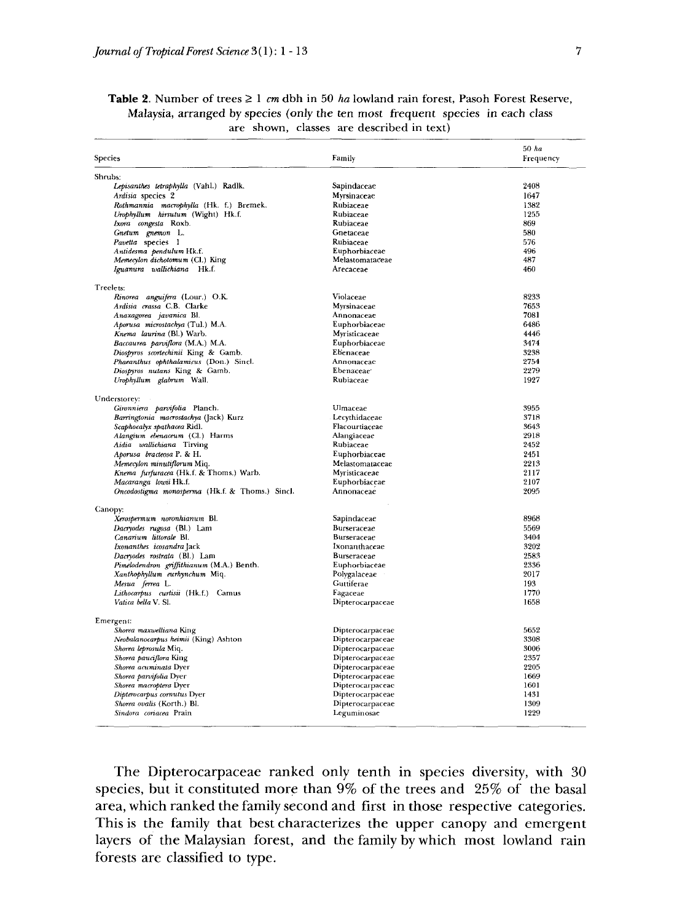**Table 2.** Number of trees ≥ 1 *cm* dbh in 50 *ha* lowland rain forest, Pasoh Forest Reserve, Malaysia, arranged by species (only the ten most frequent species in each class are shown, classes are described in text)

| Species | Family | 50 *ha* Frequency |
|---|---|---|
| Shrubs: | | |
| *Lepisanthes tetraphylla* (Vahl.) Radlk. | Sapindaceae | 2408 |
| *Ardisia* species 2 | Myrsinaceae | 1647 |
| *Rothmannia macrophylla* (Hk. f.) Bremek. | Rubiaceae | 1382 |
| *Urophyllum hirsutum* (Wight) Hk.f. | Rubiaceae | 1255 |
| *Ixora congesta* Roxb. | Rubiaceae | 869 |
| *Gnetum gnemon* L. | Gnetaceae | 580 |
| *Pavetta* species 1 | Rubiaceae | 576 |
| *Antidesma pendulum* Hk.f. | Euphorbiaceae | 496 |
| *Memecylon dichotomum* (Cl.) King | Melastomataceae | 487 |
| *Iguanura wallichiana* Hk.f. | Arecaceae | 460 |
| Treelets: | | |
| *Rinorea anguifera* (Lour.) O.K. | Violaceae | 8233 |
| *Ardisia crassa* C.B. Clarke | Myrsinaceae | 7653 |
| *Anaxagorea javanica* Bl. | Annonaceae | 7081 |
| *Aporusa microstachya* (Tul.) M.A. | Euphorbiaceae | 6486 |
| *Knema laurina* (Bl.) Warb. | Myristicaceae | 4446 |
| *Baccaurea parviflora* (M.A.) M.A. | Euphorbiaceae | 3474 |
| *Diospyros scortechinii* King & Gamb. | Ebenaceae | 3238 |
| *Phaeanthus ophthalamicus* (Don.) Sincl. | Annonaceae | 2754 |
| *Diospyros nutans* King & Gamb. | Ebenaceae | 2279 |
| *Urophyllum glabrum* Wall. | Rubiaceae | 1927 |
| Understorey: | | |
| *Gironniera parvifolia* Planch. | Ulmaceae | 3955 |
| *Barringtonia macrostachya* (Jack) Kurz | Lecythidaceae | 3718 |
| *Scaphocalyx spathacea* Ridl. | Flacourtiaceae | 3643 |
| *Alangium ebenaceum* (Cl.) Harms | Alangiaceae | 2918 |
| *Aidia wallichiana* Tirving | Rubiaceae | 2452 |
| *Aporusa bracteosa* P. & H. | Euphorbiaceae | 2451 |
| *Memecylon minutiflorum* Miq. | Melastomataceae | 2213 |
| *Knema furfuracea* (Hk.f. & Thoms.) Warb. | Myristicaceae | 2117 |
| *Macaranga lowii* Hk.f. | Euphorbiaceae | 2107 |
| *Oncodostigma monosperma* (Hk.f. & Thoms.) Sincl. | Annonaceae | 2095 |
| Canopy: | | |
| *Xerospermum noronhianum* Bl. | Sapindaceae | 8968 |
| *Dacryodes rugosa* (Bl.) Lam | Burseraceae | 5569 |
| *Canarium littorale* Bl. | Burseraceae | 3404 |
| *Ixonanthes icosandra* Jack | Ixonanthaceae | 3202 |
| *Dacryodes rostrata* (Bl.) Lam | Burseraceae | 2583 |
| *Pimelodendron griffithianum* (M.A.) Benth. | Euphorbiaceae | 2336 |
| *Xanthophyllum eurhynchum* Miq. | Polygalaceae | 2017 |
| *Mesua ferrea* L. | Guttiferae | 193 |
| *Lithocarpus curtisii* (Hk.f.) Camus | Fagaceae | 1770 |
| *Vatica bella* V. Sl. | Dipterocarpaceae | 1658 |
| Emergent: | | |
| *Shorea maxwelliana* King | Dipterocarpaceae | 5652 |
| *Neobalanocarpus heimii* (King) Ashton | Dipterocarpaceae | 3308 |
| *Shorea leprosula* Miq. | Dipterocarpaceae | 3006 |
| *Shorea pauciflora* King | Dipterocarpaceae | 2357 |
| *Shorea acuminata* Dyer | Dipterocarpaceae | 2205 |
| *Shorea parvifolia* Dyer | Dipterocarpaceae | 1669 |
| *Shorea macroptera* Dyer | Dipterocarpaceae | 1601 |
| *Dipterocarpus cornutus* Dyer | Dipterocarpaceae | 1431 |
| *Shorea ovalis* (Korth.) Bl. | Dipterocarpaceae | 1309 |
| *Sindora coriacea* Prain | Leguminosae | 1229 |

The Dipterocarpaceae ranked only tenth in species diversity, with 30 species, but it constituted more than 9% of the trees and 25% of the basal area, which ranked the family second and first in those respective categories. This is the family that best characterizes the upper canopy and emergent layers of the Malaysian forest, and the family by which most lowland rain forests are classified to type.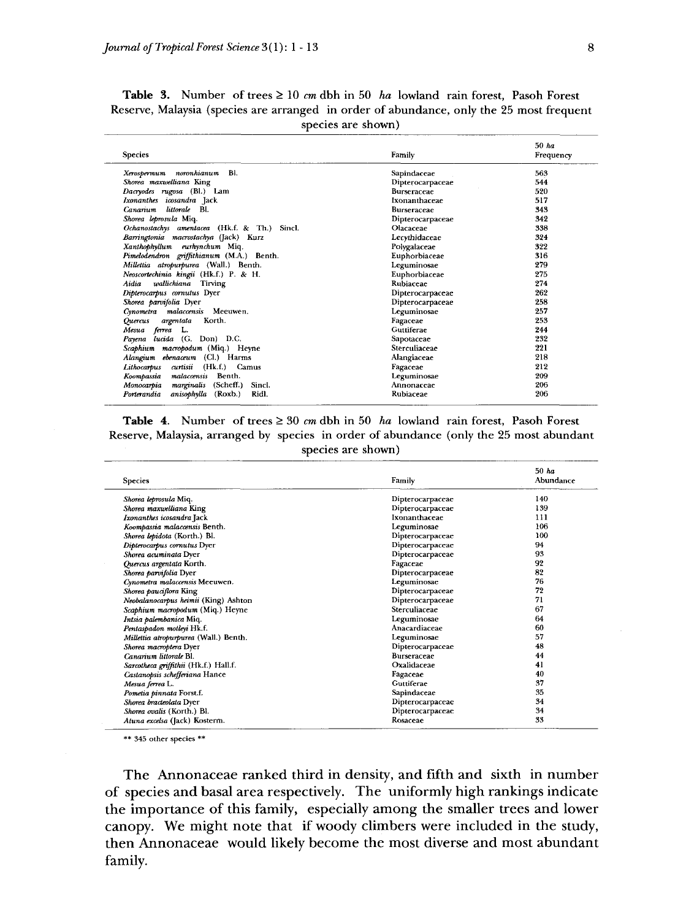**Table 3.** Number of trees ≥ 10 *cm* dbh in 50 *ha* lowland rain forest, Pasoh Forest Reserve, Malaysia (species are arranged in order of abundance, only the 25 most frequent species are shown)

| Species | Family | 50 *ha* Frequency |
|---|---|---|
| *Xerospermum noronhianum* Bl. | Sapindaceae | 563 |
| *Shorea maxwelliana* King | Dipterocarpaceae | 544 |
| *Dacryodes rugosa* (Bl.) Lam | Burseraceae | 520 |
| *Ixonanthes icosandra* Jack | Ixonanthaceae | 517 |
| *Canarium littorale* Bl. | Burseraceae | 343 |
| *Shorea leprosula* Miq. | Dipterocarpaceae | 342 |
| *Ochanostachys amentacea* (Hk.f. & Th.) Sincl. | Olacaceae | 338 |
| *Barringtonia macrostachya* (Jack) Kurz | Lecythidaceae | 324 |
| *Xanthophyllum eurhynchum* Miq. | Polygalaceae | 322 |
| *Pimelodendron griffithianum* (M.A.) Benth. | Euphorbiaceae | 316 |
| *Millettia atropurpurea* (Wall.) Benth. | Leguminosae | 279 |
| *Neoscortechinia kingii* (Hk.f.) P. & H. | Euphorbiaceae | 275 |
| *Aidia wallichiana* Tirving | Rubiaceae | 274 |
| *Dipterocarpus cornutus* Dyer | Dipterocarpaceae | 262 |
| *Shorea parvifolia* Dyer | Dipterocarpaceae | 258 |
| *Cynometra malaccensis* Meeuwen. | Leguminosae | 257 |
| *Quercus argentata* Korth. | Fagaceae | 253 |
| *Mesua ferrea* L. | Guttiferae | 244 |
| *Payena lucida* (G. Don) D.C. | Sapotaceae | 232 |
| *Scaphium macropodum* (Miq.) Heyne | Sterculiaceae | 221 |
| *Alangium ebenaceum* (Cl.) Harms | Alangiaceae | 218 |
| *Lithocarpus curtisii* (Hk.f.) Camus | Fagaceae | 212 |
| *Koompassia malaccensis* Benth. | Leguminosae | 209 |
| *Monocarpia marginalis* (Scheff.) Sincl. | Annonaceae | 206 |
| *Porterandia anisophylla* (Roxb.) Ridl. | Rubiaceae | 206 |

**Table 4.** Number of trees ≥ 30 *cm* dbh in 50 *ha* lowland rain forest, Pasoh Forest Reserve, Malaysia, arranged by species in order of abundance (only the 25 most abundant species are shown)

| Species | Family | 50 *ha* Abundance |
|---|---|---|
| *Shorea leprosula* Miq. | Dipterocarpaceae | 140 |
| *Shorea maxwelliana* King | Dipterocarpaceae | 139 |
| *Ixonanthes icosandra* Jack | Ixonanthaceae | 111 |
| *Koompassia malaccensis* Benth. | Leguminosae | 106 |
| *Shorea lepidota* (Korth.) Bl. | Dipterocarpaceae | 100 |
| *Dipterocarpus cornutus* Dyer | Dipterocarpaceae | 94 |
| *Shorea acuminata* Dyer | Dipterocarpaceae | 93 |
| *Quercus argentata* Korth. | Fagaceae | 92 |
| *Shorea parvifolia* Dyer | Dipterocarpaceae | 82 |
| *Cynometra malaccensis* Meeuwen. | Leguminosae | 76 |
| *Shorea pauciflora* King | Dipterocarpaceae | 72 |
| *Neobalanocarpus heimii* (King) Ashton | Dipterocarpaceae | 71 |
| *Scaphium macropodum* (Miq.) Heyne | Sterculiaceae | 67 |
| *Intsia palembanica* Miq. | Leguminosae | 64 |
| *Pentaspadon motleyi* Hk.f. | Anacardiaceae | 60 |
| *Millettia atropurpurea* (Wall.) Benth. | Leguminosae | 57 |
| *Shorea macroptera* Dyer | Dipterocarpaceae | 48 |
| *Canarium littorale* Bl. | Burseraceae | 44 |
| *Sarcotheca griffithii* (Hk.f.) Hall.f. | Oxalidaceae | 41 |
| *Castanopsis schefferiana* Hance | Fagaceae | 40 |
| *Mesua ferrea* L. | Guttiferae | 37 |
| *Pometia pinnata* Forst.f. | Sapindaceae | 35 |
| *Shorea bracteolata* Dyer | Dipterocarpaceae | 34 |
| *Shorea ovalis* (Korth.) Bl. | Dipterocarpaceae | 34 |
| *Atuna excelsa* (Jack) Kosterm. | Rosaceae | 33 |

** 345 other species **

The Annonaceae ranked third in density, and fifth and sixth in number of species and basal area respectively. The uniformly high rankings indicate the importance of this family, especially among the smaller trees and lower canopy. We might note that if woody climbers were included in the study, then Annonaceae would likely become the most diverse and most abundant family.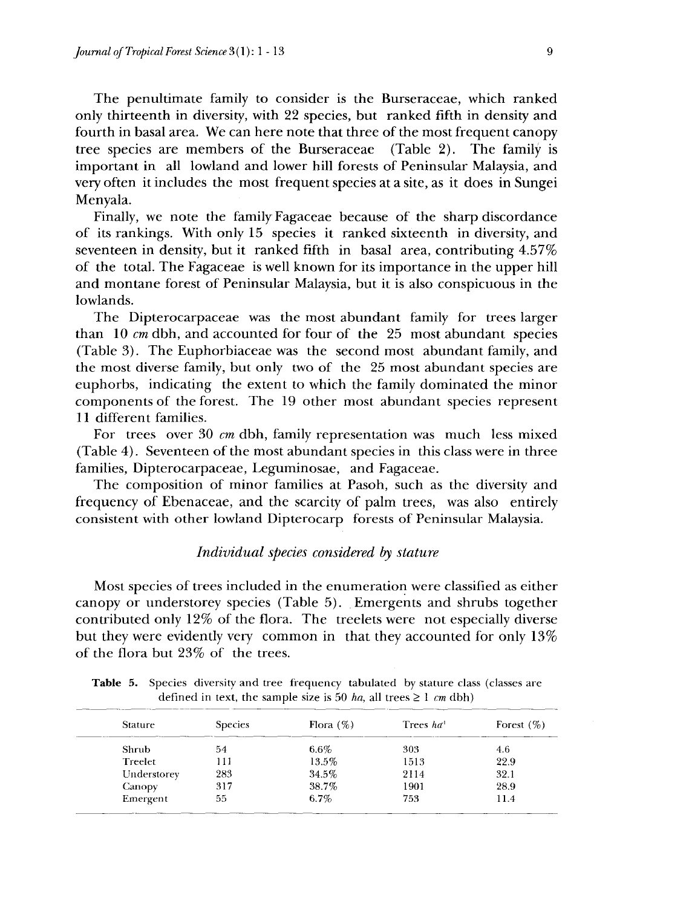The penultimate family to consider is the Burseraceae, which ranked only thirteenth in diversity, with 22 species, but ranked fifth in density and fourth in basal area. We can here note that three of the most frequent canopy tree species are members of the Burseraceae (Table 2). The family is important in all lowland and lower hill forests of Peninsular Malaysia, and very often it includes the most frequent species at a site, as it does in Sungei Menyala.

Finally, we note the family Fagaceae because of the sharp discordance of its rankings. With only 15 species it ranked sixteenth in diversity, and seventeen in density, but it ranked fifth in basal area, contributing 4.57% of the total. The Fagaceae is well known for its importance in the upper hill and montane forest of Peninsular Malaysia, but it is also conspicuous in the lowlands.

The Dipterocarpaceae was the most abundant family for trees larger than 10 *cm* dbh, and accounted for four of the 25 most abundant species (Table 3). The Euphorbiaceae was the second most abundant family, and the most diverse family, but only two of the 25 most abundant species are euphorbs, indicating the extent to which the family dominated the minor components of the forest. The 19 other most abundant species represent 11 different families.

For trees over 30 *cm* dbh, family representation was much less mixed (Table 4). Seventeen of the most abundant species in this class were in three families, Dipterocarpaceae, Leguminosae, and Fagaceae.

The composition of minor families at Pasoh, such as the diversity and frequency of Ebenaceae, and the scarcity of palm trees, was also entirely consistent with other lowland Dipterocarp forests of Peninsular Malaysia.

### *Individual species considered by stature*

Most species of trees included in the enumeration were classified as either canopy or understorey species (Table 5). Emergents and shrubs together contributed only 12% of the flora. The treelets were not especially diverse but they were evidently very common in that they accounted for only 13% of the flora but 23% of the trees.

**Table 5.** Species diversity and tree frequency tabulated by stature class (classes are defined in text, the sample size is 50 *ha*, all trees $\geq 1$ *cm* dbh)

| Stature | Species | Flora (%) | Trees $ha^{-1}$ | Forest (%) |
|---|---|---|---|---|
| Shrub | 54 | 6.6% | 303 | 4.6 |
| Treelet | 111 | 13.5% | 1513 | 22.9 |
| Understorey | 283 | 34.5% | 2114 | 32.1 |
| Canopy | 317 | 38.7% | 1901 | 28.9 |
| Emergent | 55 | 6.7% | 753 | 11.4 |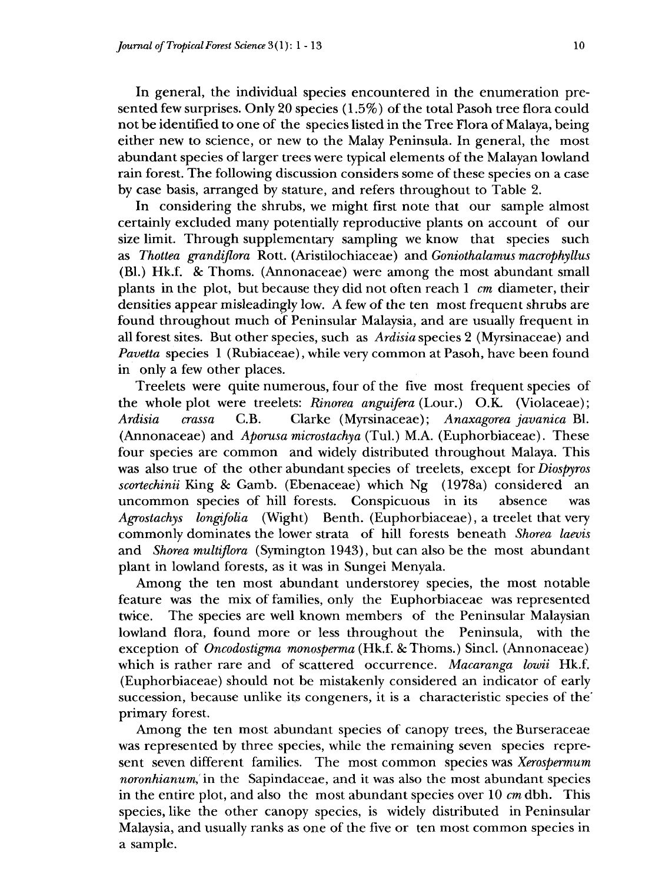In general, the individual species encountered in the enumeration presented few surprises. Only 20 species (1.5%) of the total Pasoh tree flora could not be identified to one of the species listed in the Tree Flora of Malaya, being either new to science, or new to the Malay Peninsula. In general, the most abundant species of larger trees were typical elements of the Malayan lowland rain forest. The following discussion considers some of these species on a case by case basis, arranged by stature, and refers throughout to Table 2.

In considering the shrubs, we might first note that our sample almost certainly excluded many potentially reproductive plants on account of our size limit. Through supplementary sampling we know that species such as *Thottea grandiflora* Rott. (Aristilochiaceae) and *Goniothalamus macrophyllus* (Bl.) Hk.f. & Thoms. (Annonaceae) were among the most abundant small plants in the plot, but because they did not often reach 1 *cm* diameter, their densities appear misleadingly low. A few of the ten most frequent shrubs are found throughout much of Peninsular Malaysia, and are usually frequent in all forest sites. But other species, such as *Ardisia* species 2 (Myrsinaceae) and *Pavetta* species 1 (Rubiaceae), while very common at Pasoh, have been found in only a few other places.

Treelets were quite numerous, four of the five most frequent species of the whole plot were treelets: *Rinorea anguifera* (Lour.) O.K. (Violaceae); *Ardisia crassa* C.B. Clarke (Myrsinaceae); *Anaxagorea javanica* Bl. (Annonaceae) and *Aporusa microstachya* (Tul.) M.A. (Euphorbiaceae). These four species are common and widely distributed throughout Malaya. This was also true of the other abundant species of treelets, except for *Diospyros scortechinii* King & Gamb. (Ebenaceae) which Ng (1978a) considered an uncommon species of hill forests. Conspicuous in its absence was *Agrostachys longifolia* (Wight) Benth. (Euphorbiaceae), a treelet that very commonly dominates the lower strata of hill forests beneath *Shorea laevis* and *Shorea multiflora* (Symington 1943), but can also be the most abundant plant in lowland forests, as it was in Sungei Menyala.

Among the ten most abundant understorey species, the most notable feature was the mix of families, only the Euphorbiaceae was represented twice. The species are well known members of the Peninsular Malaysian lowland flora, found more or less throughout the Peninsula, with the exception of *Oncodostigma monosperma* (Hk.f. & Thoms.) Sincl. (Annonaceae) which is rather rare and of scattered occurrence. *Macaranga lowii* Hk.f. (Euphorbiaceae) should not be mistakenly considered an indicator of early succession, because unlike its congeners, it is a characteristic species of the primary forest.

Among the ten most abundant species of canopy trees, the Burseraceae was represented by three species, while the remaining seven species represent seven different families. The most common species was *Xerospermum noronhianum*, in the Sapindaceae, and it was also the most abundant species in the entire plot, and also the most abundant species over 10 *cm* dbh. This species, like the other canopy species, is widely distributed in Peninsular Malaysia, and usually ranks as one of the five or ten most common species in a sample.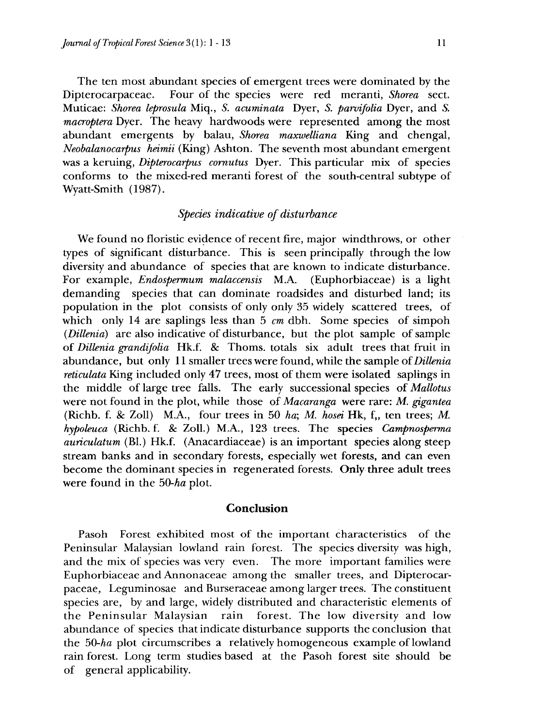The ten most abundant species of emergent trees were dominated by the Dipterocarpaceae. Four of the species were red meranti, *Shorea* sect. Muticae: *Shorea leprosula* Miq., *S. acuminata* Dyer, *S. parvifolia* Dyer, and *S. macroptera* Dyer. The heavy hardwoods were represented among the most abundant emergents by balau, *Shorea maxwelliana* King and chengal, *Neobalanocarpus heimii* (King) Ashton. The seventh most abundant emergent was a keruing, *Dipterocarpus cornutus* Dyer. This particular mix of species conforms to the mixed-red meranti forest of the south-central subtype of Wyatt-Smith (1987).

### *Species indicative of disturbance*

We found no floristic evidence of recent fire, major windthrows, or other types of significant disturbance. This is seen principally through the low diversity and abundance of species that are known to indicate disturbance. For example, *Endospermum malaccensis* M.A. (Euphorbiaceae) is a light demanding species that can dominate roadsides and disturbed land; its population in the plot consists of only only 35 widely scattered trees, of which only 14 are saplings less than 5 *cm* dbh. Some species of simpoh (*Dillenia*) are also indicative of disturbance, but the plot sample of sample of *Dillenia grandifolia* Hk.f. & Thoms. totals six adult trees that fruit in abundance, but only 11 smaller trees were found, while the sample of *Dillenia reticulata* King included only 47 trees, most of them were isolated saplings in the middle of large tree falls. The early successional species of *Mallotus* were not found in the plot, while those of *Macaranga* were rare: *M. gigantea* (Richb. f. & Zoll) M.A., four trees in 50 *ha*; *M. hosei* Hk, f,, ten trees; *M. hypoleuca* (Richb. f. & Zoll.) M.A., 123 trees. The species *Campnosperma auriculatum* (Bl.) Hk.f. (Anacardiaceae) is an important species along steep stream banks and in secondary forests, especially wet forests, and can even become the dominant species in regenerated forests. Only three adult trees were found in the 50-*ha* plot.

## Conclusion

Pasoh Forest exhibited most of the important characteristics of the Peninsular Malaysian lowland rain forest. The species diversity was high, and the mix of species was very even. The more important families were Euphorbiaceae and Annonaceae among the smaller trees, and Dipterocarpaceae, Leguminosae and Burseraceae among larger trees. The constituent species are, by and large, widely distributed and characteristic elements of the Peninsular Malaysian rain forest. The low diversity and low abundance of species that indicate disturbance supports the conclusion that the 50-*ha* plot circumscribes a relatively homogeneous example of lowland rain forest. Long term studies based at the Pasoh forest site should be of general applicability.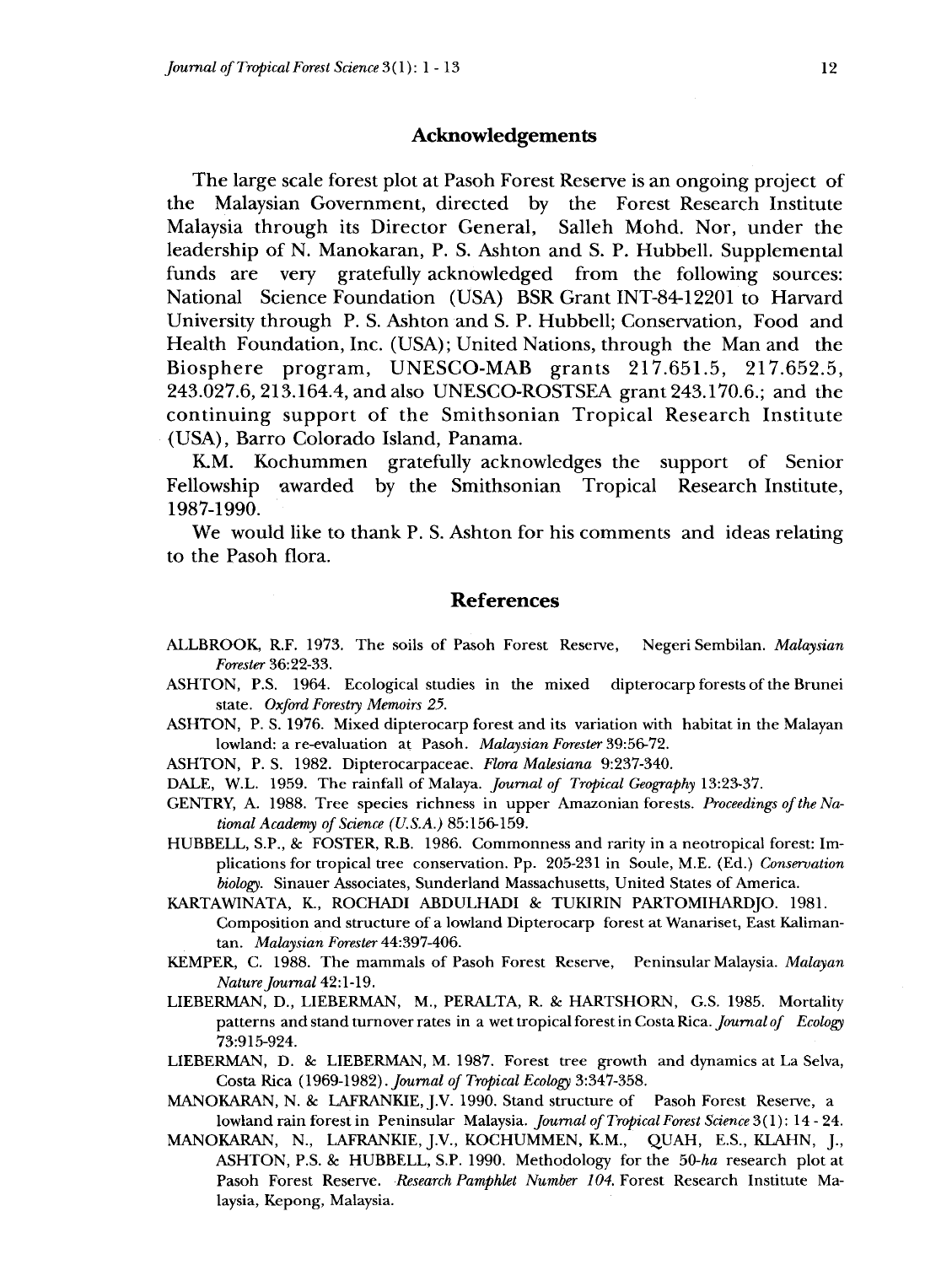## Acknowledgements

The large scale forest plot at Pasoh Forest Reserve is an ongoing project of the Malaysian Government, directed by the Forest Research Institute Malaysia through its Director General, Salleh Mohd. Nor, under the leadership of N. Manokaran, P. S. Ashton and S. P. Hubbell. Supplemental funds are very gratefully acknowledged from the following sources: National Science Foundation (USA) BSR Grant INT-84-12201 to Harvard University through P. S. Ashton and S. P. Hubbell; Conservation, Food and Health Foundation, Inc. (USA); United Nations, through the Man and the Biosphere program, UNESCO-MAB grants 217.651.5, 217.652.5, 243.027.6, 213.164.4, and also UNESCO-ROSTSEA grant 243.170.6.; and the continuing support of the Smithsonian Tropical Research Institute (USA), Barro Colorado Island, Panama.

K.M. Kochummen gratefully acknowledges the support of Senior Fellowship awarded by the Smithsonian Tropical Research Institute, 1987-1990.

We would like to thank P. S. Ashton for his comments and ideas relating to the Pasoh flora.

## References

ALLBROOK, R.F. 1973. The soils of Pasoh Forest Reserve, Negeri Sembilan. *Malaysian Forester* 36:22-33.

ASHTON, P.S. 1964. Ecological studies in the mixed dipterocarp forests of the Brunei state. *Oxford Forestry Memoirs 25.*

ASHTON, P. S. 1976. Mixed dipterocarp forest and its variation with habitat in the Malayan lowland: a re-evaluation at Pasoh. *Malaysian Forester* 39:56-72.

ASHTON, P. S. 1982. Dipterocarpaceae. *Flora Malesiana* 9:237-340.

DALE, W.L. 1959. The rainfall of Malaya. *Journal of Tropical Geography* 13:23-37.

GENTRY, A. 1988. Tree species richness in upper Amazonian forests. *Proceedings of the National Academy of Science (U.S.A.)* 85:156-159.

HUBBELL, S.P., & FOSTER, R.B. 1986. Commonness and rarity in a neotropical forest: Implications for tropical tree conservation. Pp. 205-231 in Soule, M.E. (Ed.) *Conservation biology.* Sinauer Associates, Sunderland Massachusetts, United States of America.

KARTAWINATA, K., ROCHADI ABDULHADI & TUKIRIN PARTOMIHARDJO. 1981. Composition and structure of a lowland Dipterocarp forest at Wanariset, East Kalimantan. *Malaysian Forester* 44:397-406.

KEMPER, C. 1988. The mammals of Pasoh Forest Reserve, Peninsular Malaysia. *Malayan Nature Journal* 42:1-19.

LIEBERMAN, D., LIEBERMAN, M., PERALTA, R. & HARTSHORN, G.S. 1985. Mortality patterns and stand turnover rates in a wet tropical forest in Costa Rica. *Journal of Ecology* 73:915-924.

LIEBERMAN, D. & LIEBERMAN, M. 1987. Forest tree growth and dynamics at La Selva, Costa Rica (1969-1982). *Journal of Tropical Ecology* 3:347-358.

MANOKARAN, N. & LAFRANKIE, J.V. 1990. Stand structure of Pasoh Forest Reserve, a lowland rain forest in Peninsular Malaysia. *Journal of Tropical Forest Science* 3(1): 14 - 24.

MANOKARAN, N., LAFRANKIE, J.V., KOCHUMMEN, K.M., QUAH, E.S., KLAHN, J., ASHTON, P.S. & HUBBELL, S.P. 1990. Methodology for the 50-*ha* research plot at Pasoh Forest Reserve. *Research Pamphlet Number 104.* Forest Research Institute Malaysia, Kepong, Malaysia.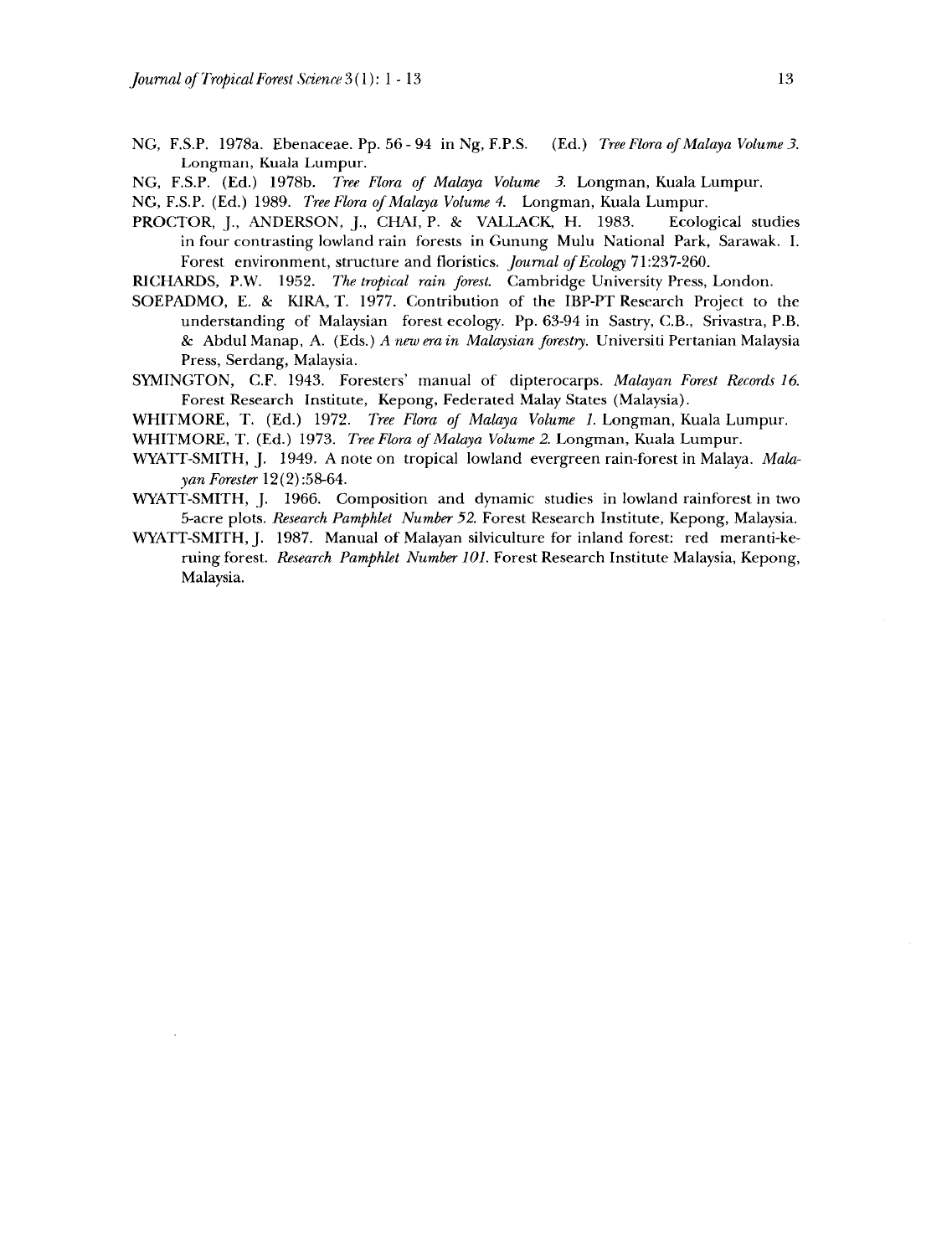NG, F.S.P. 1978a. Ebenaceae. Pp. 56 - 94 in Ng, F.P.S. (Ed.) *Tree Flora of Malaya Volume 3.* Longman, Kuala Lumpur.

NG, F.S.P. (Ed.) 1978b. *Tree Flora of Malaya Volume 3.* Longman, Kuala Lumpur.

NG, F.S.P. (Ed.) 1989. *Tree Flora of Malaya Volume 4.* Longman, Kuala Lumpur.

PROCTOR, J., ANDERSON, J., CHAI, P. & VALLACK, H. 1983. Ecological studies in four contrasting lowland rain forests in Gunung Mulu National Park, Sarawak. I. Forest environment, structure and floristics. *Journal of Ecology* 71:237-260.

RICHARDS, P.W. 1952. *The tropical rain forest.* Cambridge University Press, London.

SOEPADMO, E. & KIRA, T. 1977. Contribution of the IBP-PT Research Project to the understanding of Malaysian forest ecology. Pp. 63-94 in Sastry, C.B., Srivastra, P.B. & Abdul Manap, A. (Eds.) *A new era in Malaysian forestry.* Universiti Pertanian Malaysia Press, Serdang, Malaysia.

SYMINGTON, C.F. 1943. Foresters' manual of dipterocarps. *Malayan Forest Records 16.* Forest Research Institute, Kepong, Federated Malay States (Malaysia).

WHITMORE, T. (Ed.) 1972. *Tree Flora of Malaya Volume 1.* Longman, Kuala Lumpur.

WHITMORE, T. (Ed.) 1973. *Tree Flora of Malaya Volume 2.* Longman, Kuala Lumpur.

WYATT-SMITH, J. 1949. A note on tropical lowland evergreen rain-forest in Malaya. *Malayan Forester* 12(2):58-64.

WYATT-SMITH, J. 1966. Composition and dynamic studies in lowland rainforest in two 5-acre plots. *Research Pamphlet Number 52.* Forest Research Institute, Kepong, Malaysia.

WYATT-SMITH, J. 1987. Manual of Malayan silviculture for inland forest: red meranti-keruing forest. *Research Pamphlet Number 101.* Forest Research Institute Malaysia, Kepong, Malaysia.